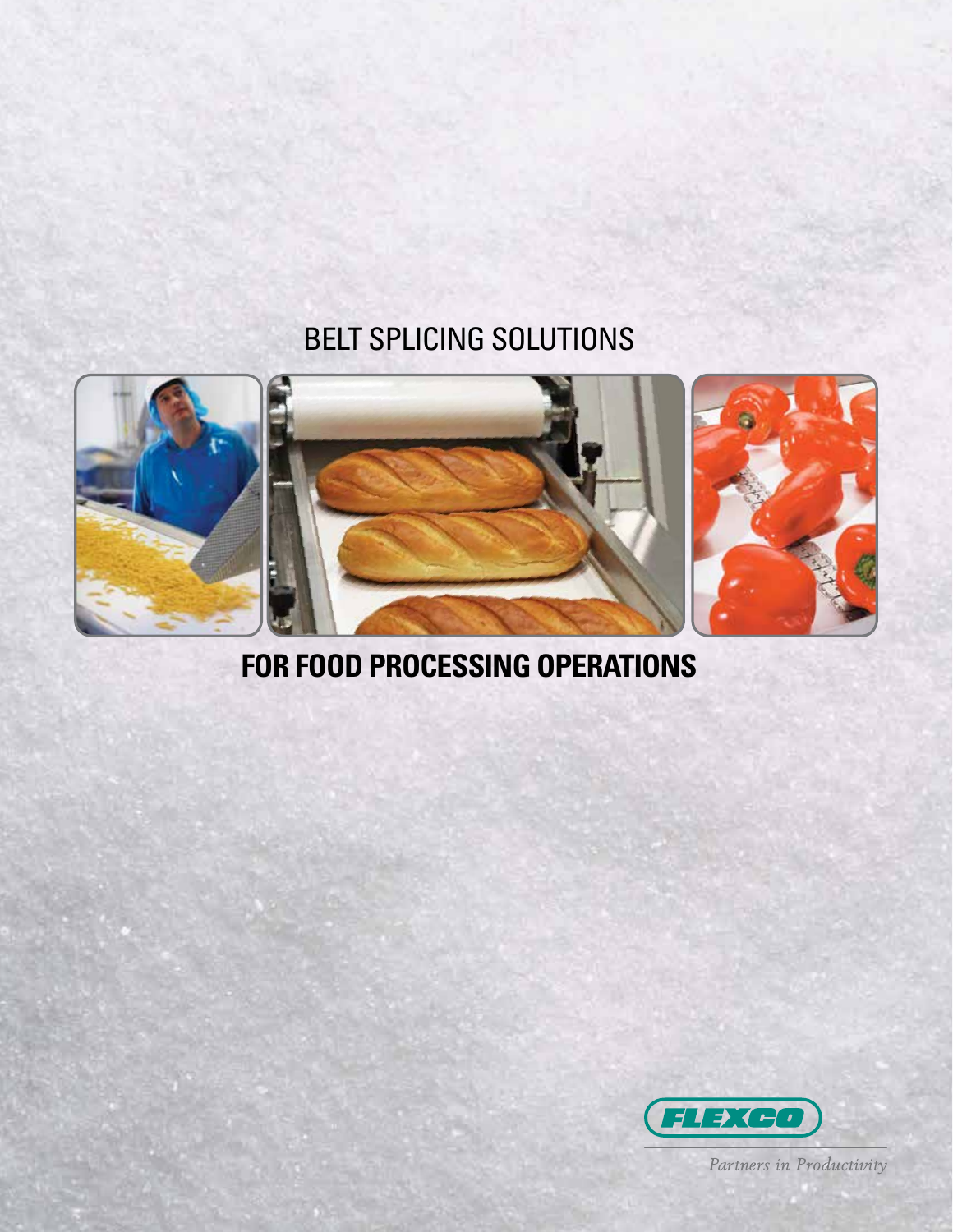# BELT SPLICING SOLUTIONS

# FOR FOOD PROCESSING OPERATIONS

FLEXCO

*Partners in Productivity*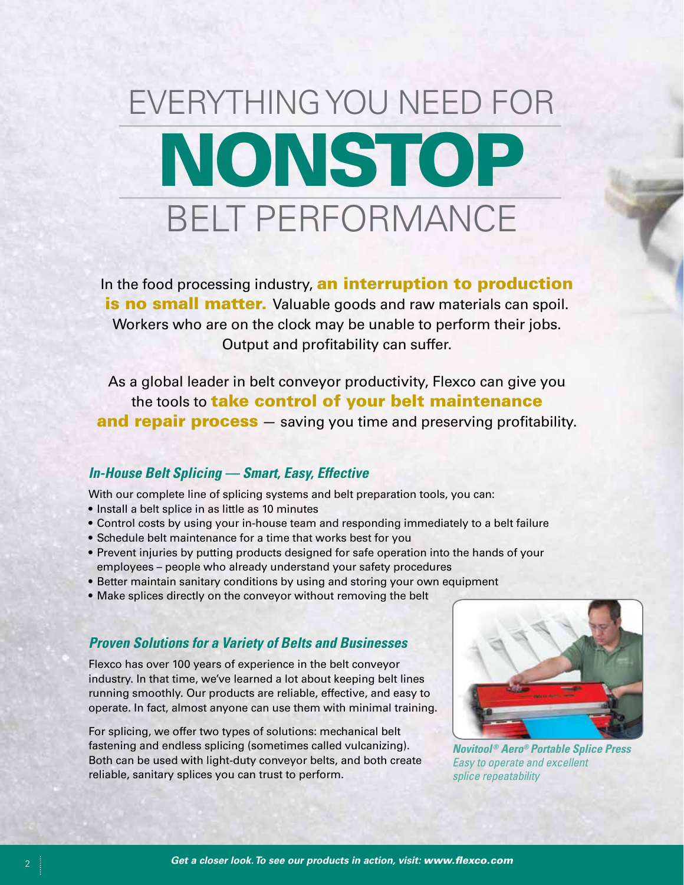# EVERYTHING YOU NEED FOR NONSTOP BELT PERFORMANCE

In the food processing industry, **an interruption to production is no small matter.** Valuable goods and raw materials can spoil. Workers who are on the clock may be unable to perform their jobs. Output and profitability can suffer.

As a global leader in belt conveyor productivity, Flexco can give you the tools to **take control of your belt maintenance and repair process** — saving you time and preserving profitability.

### *In-House Belt Splicing — Smart, Easy, Effective*

With our complete line of splicing systems and belt preparation tools, you can:

- Install a belt splice in as little as 10 minutes
- Control costs by using your in-house team and responding immediately to a belt failure
- Schedule belt maintenance for a time that works best for you
- Prevent injuries by putting products designed for safe operation into the hands of your employees – people who already understand your safety procedures
- Better maintain sanitary conditions by using and storing your own equipment
- Make splices directly on the conveyor without removing the belt

### *Proven Solutions for a Variety of Belts and Businesses*

Flexco has over 100 years of experience in the belt conveyor industry. In that time, we've learned a lot about keeping belt lines running smoothly. Our products are reliable, effective, and easy to operate. In fact, almost anyone can use them with minimal training.

For splicing, we offer two types of solutions: mechanical belt fastening and endless splicing (sometimes called vulcanizing). Both can be used with light-duty conveyor belts, and both create reliable, sanitary splices you can trust to perform.

***Novitool® Aero® Portable Splice Press***
*Easy to operate and excellent splice repeatability*

***Get a closer look. To see our products in action, visit: www.flexco.com***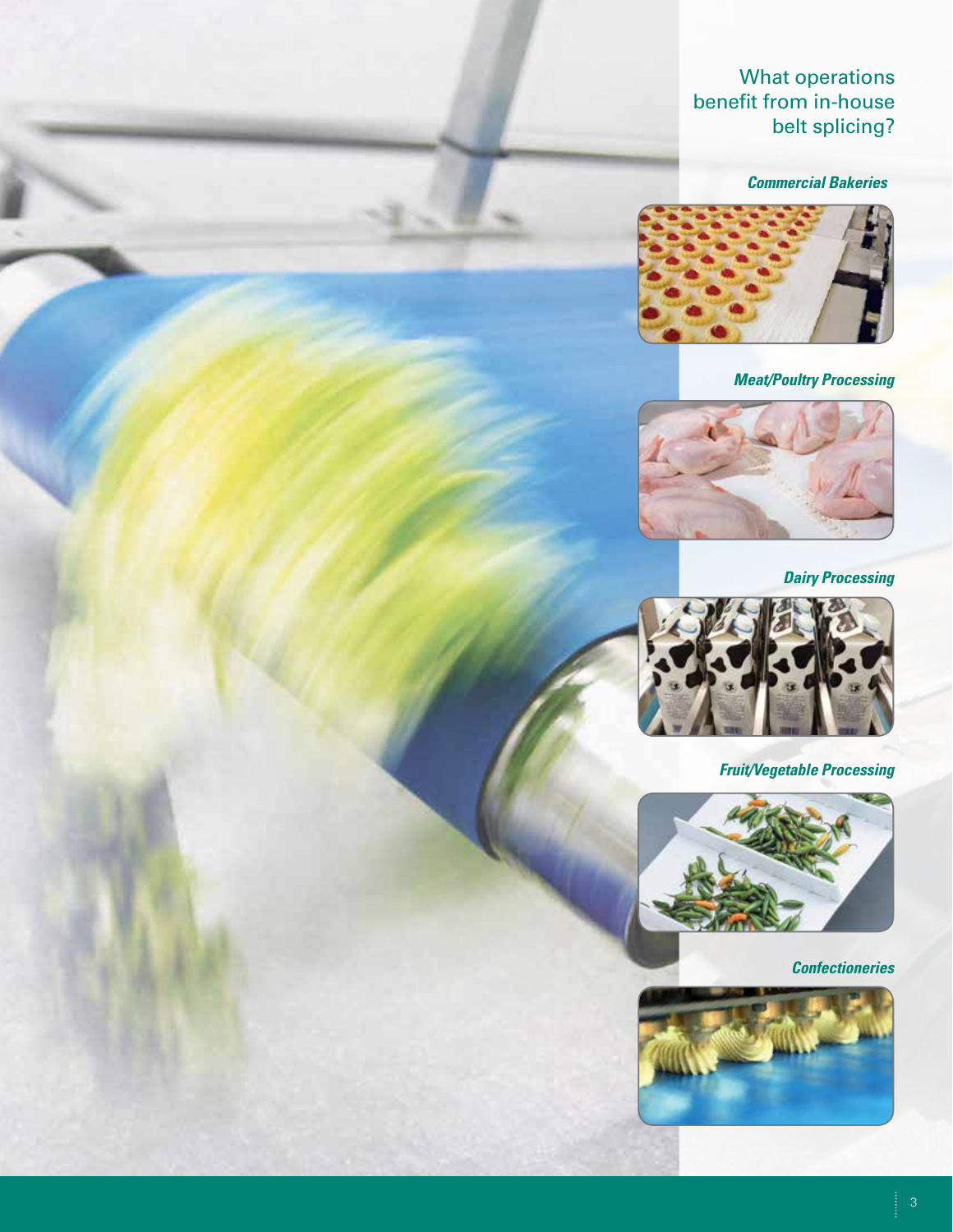## What operations benefit from in-house belt splicing?

***Commercial Bakeries***

***Meat/Poultry Processing***

***Dairy Processing***

***Fruit/Vegetable Processing***

***Confectioneries***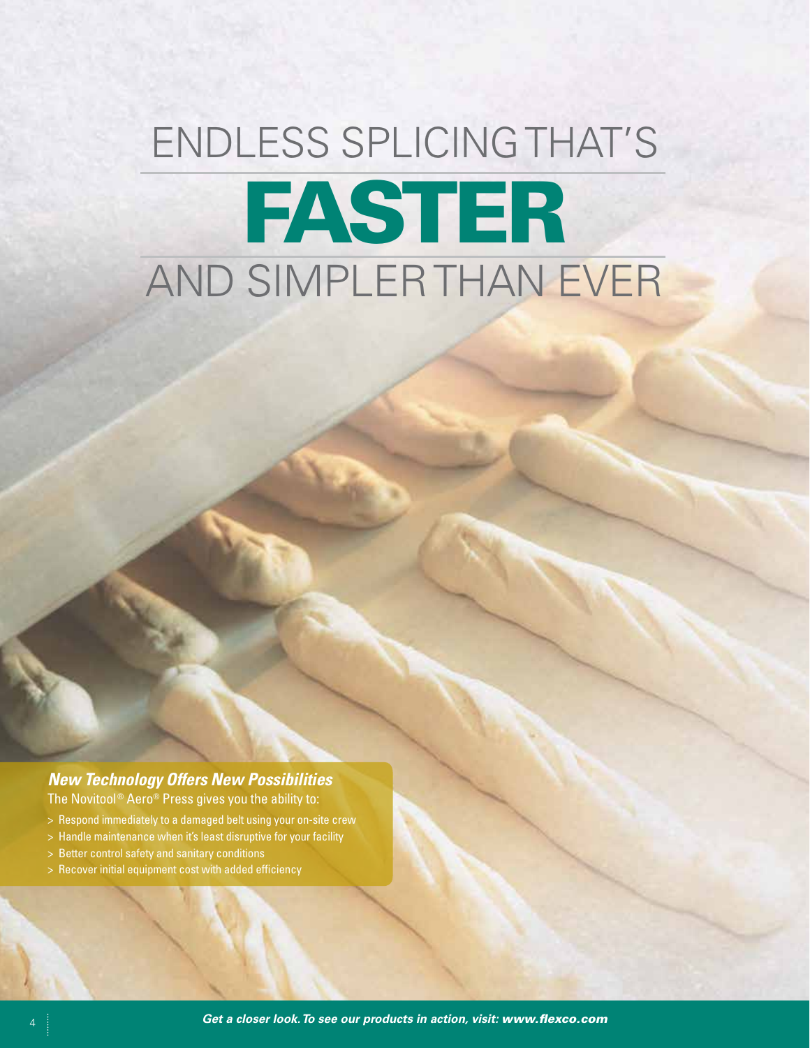# ENDLESS SPLICING THAT'S FASTER AND SIMPLER THAN EVER

***New Technology Offers New Possibilities***

The Novitool® Aero® Press gives you the ability to:

- Respond immediately to a damaged belt using your on-site crew
- Handle maintenance when it's least disruptive for your facility
- Better control safety and sanitary conditions
- Recover initial equipment cost with added efficiency

***Get a closer look. To see our products in action, visit: www.flexco.com***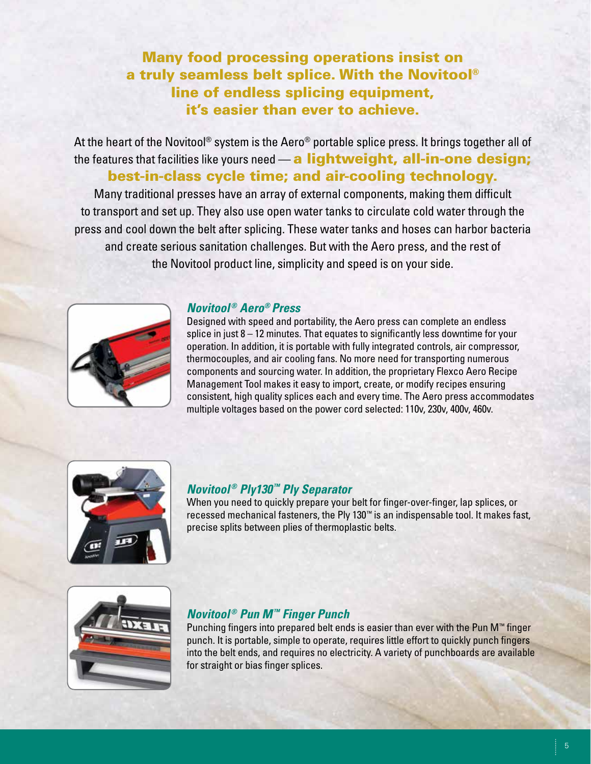## Many food processing operations insist on a truly seamless belt splice. With the Novitool® line of endless splicing equipment, it's easier than ever to achieve.

At the heart of the Novitool® system is the Aero® portable splice press. It brings together all of the features that facilities like yours need — **a lightweight, all-in-one design; best-in-class cycle time; and air-cooling technology.** Many traditional presses have an array of external components, making them difficult to transport and set up. They also use open water tanks to circulate cold water through the press and cool down the belt after splicing. These water tanks and hoses can harbor bacteria and create serious sanitation challenges. But with the Aero press, and the rest of the Novitool product line, simplicity and speed is on your side.

### *Novitool® Aero® Press*

Designed with speed and portability, the Aero press can complete an endless splice in just 8 – 12 minutes. That equates to significantly less downtime for your operation. In addition, it is portable with fully integrated controls, air compressor, thermocouples, and air cooling fans. No more need for transporting numerous components and sourcing water. In addition, the proprietary Flexco Aero Recipe Management Tool makes it easy to import, create, or modify recipes ensuring consistent, high quality splices each and every time. The Aero press accommodates multiple voltages based on the power cord selected: 110v, 230v, 400v, 460v.

### *Novitool® Ply130™ Ply Separator*

When you need to quickly prepare your belt for finger-over-finger, lap splices, or recessed mechanical fasteners, the Ply 130™ is an indispensable tool. It makes fast, precise splits between plies of thermoplastic belts.

### *Novitool® Pun M™ Finger Punch*

Punching fingers into prepared belt ends is easier than ever with the Pun M™ finger punch. It is portable, simple to operate, requires little effort to quickly punch fingers into the belt ends, and requires no electricity. A variety of punchboards are available for straight or bias finger splices.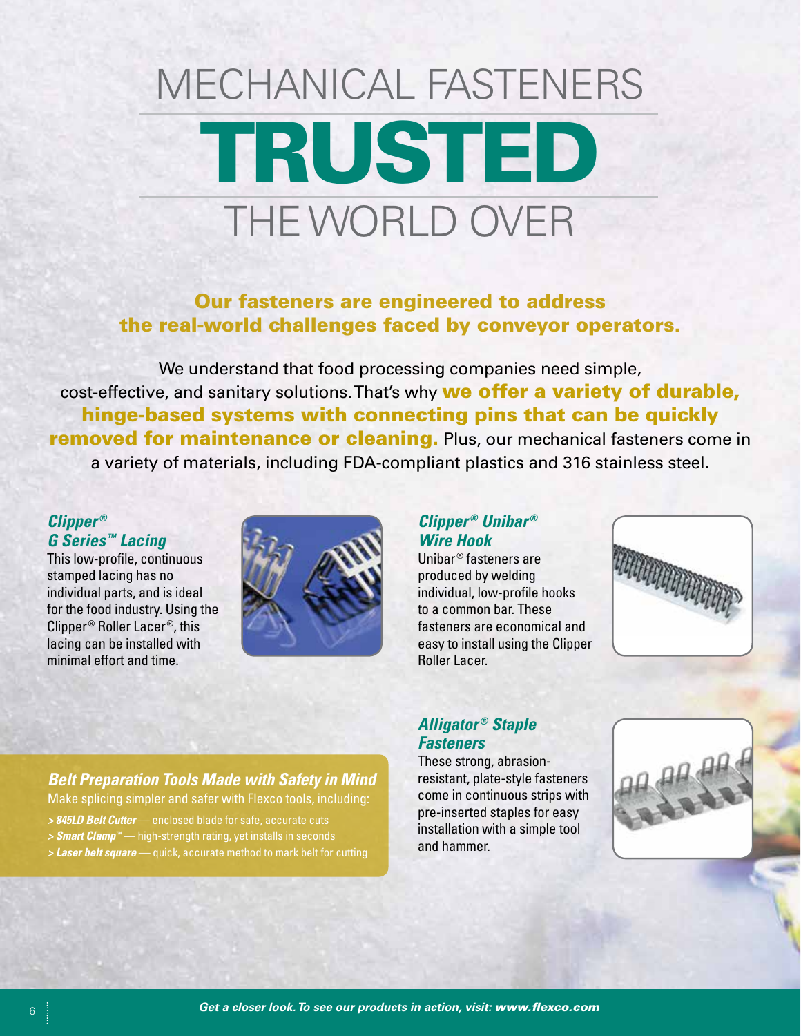# MECHANICAL FASTENERS TRUSTED THE WORLD OVER

**Our fasteners are engineered to address the real-world challenges faced by conveyor operators.**

We understand that food processing companies need simple, cost-effective, and sanitary solutions. That's why **we offer a variety of durable, hinge-based systems with connecting pins that can be quickly removed for maintenance or cleaning.** Plus, our mechanical fasteners come in a variety of materials, including FDA-compliant plastics and 316 stainless steel.

### *Clipper® G Series™ Lacing*

This low-profile, continuous stamped lacing has no individual parts, and is ideal for the food industry. Using the Clipper® Roller Lacer®, this lacing can be installed with minimal effort and time.

### *Clipper® Unibar® Wire Hook*

Unibar® fasteners are produced by welding individual, low-profile hooks to a common bar. These fasteners are economical and easy to install using the Clipper Roller Lacer.

### *Alligator® Staple Fasteners*

These strong, abrasion-resistant, plate-style fasteners come in continuous strips with pre-inserted staples for easy installation with a simple tool and hammer.

### *Belt Preparation Tools Made with Safety in Mind*

Make splicing simpler and safer with Flexco tools, including:

- ***845LD Belt Cutter*** — enclosed blade for safe, accurate cuts
- ***Smart Clamp™*** — high-strength rating, yet installs in seconds
- ***Laser belt square*** — quick, accurate method to mark belt for cutting

*Get a closer look. To see our products in action, visit: **www.flexco.com***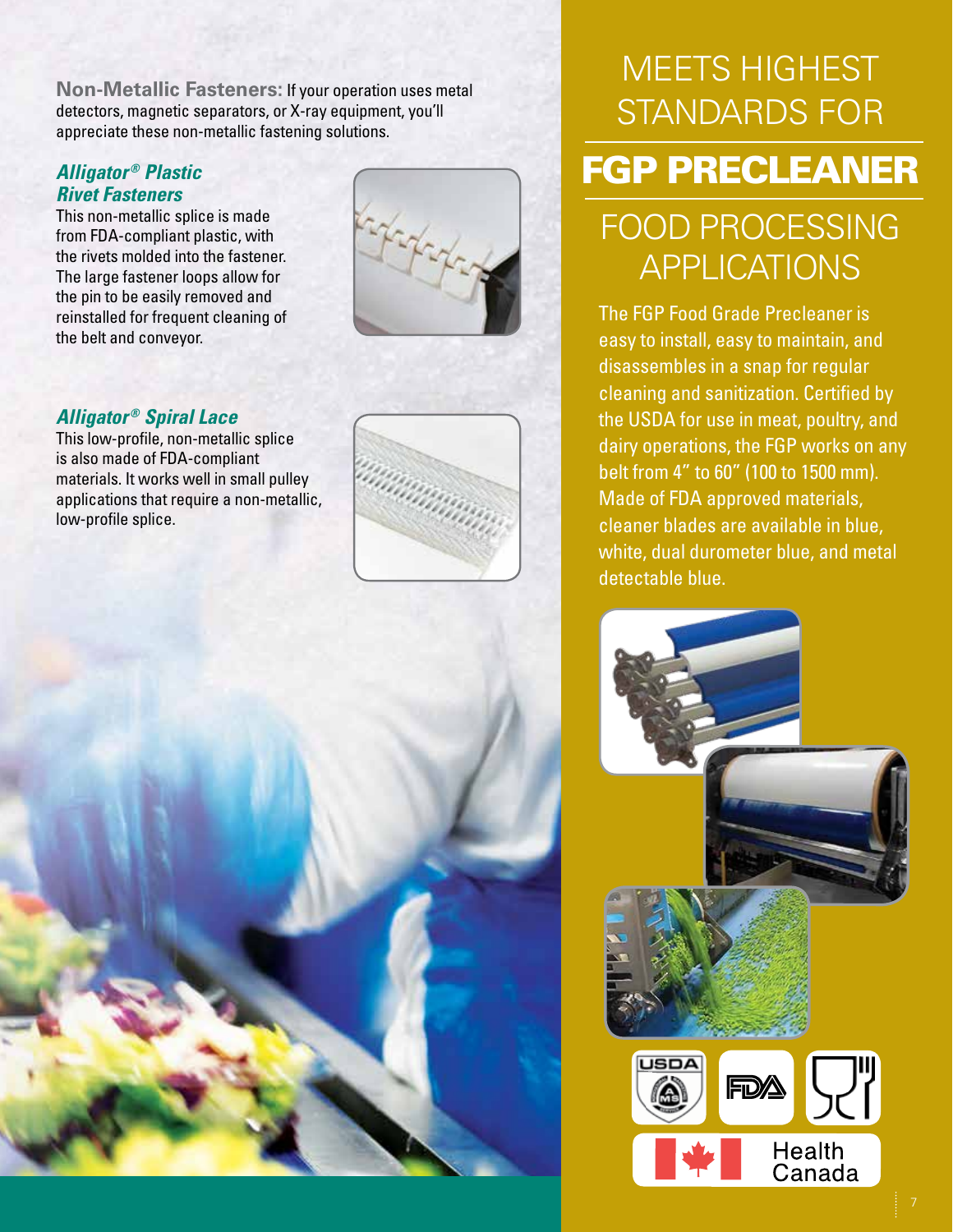**Non-Metallic Fasteners:** If your operation uses metal detectors, magnetic separators, or X-ray equipment, you'll appreciate these non-metallic fastening solutions.

### *Alligator® Plastic Rivet Fasteners*

This non-metallic splice is made from FDA-compliant plastic, with the rivets molded into the fastener. The large fastener loops allow for the pin to be easily removed and reinstalled for frequent cleaning of the belt and conveyor.

### *Alligator® Spiral Lace*

This low-profile, non-metallic splice is also made of FDA-compliant materials. It works well in small pulley applications that require a non-metallic, low-profile splice.

# MEETS HIGHEST STANDARDS FOR

# FGP PRECLEANER

# FOOD PROCESSING APPLICATIONS

The FGP Food Grade Precleaner is easy to install, easy to maintain, and disassembles in a snap for regular cleaning and sanitization. Certified by the USDA for use in meat, poultry, and dairy operations, the FGP works on any belt from 4" to 60" (100 to 1500 mm). Made of FDA approved materials, cleaner blades are available in blue, white, dual durometer blue, and metal detectable blue.

USDA | FDA | Health Canada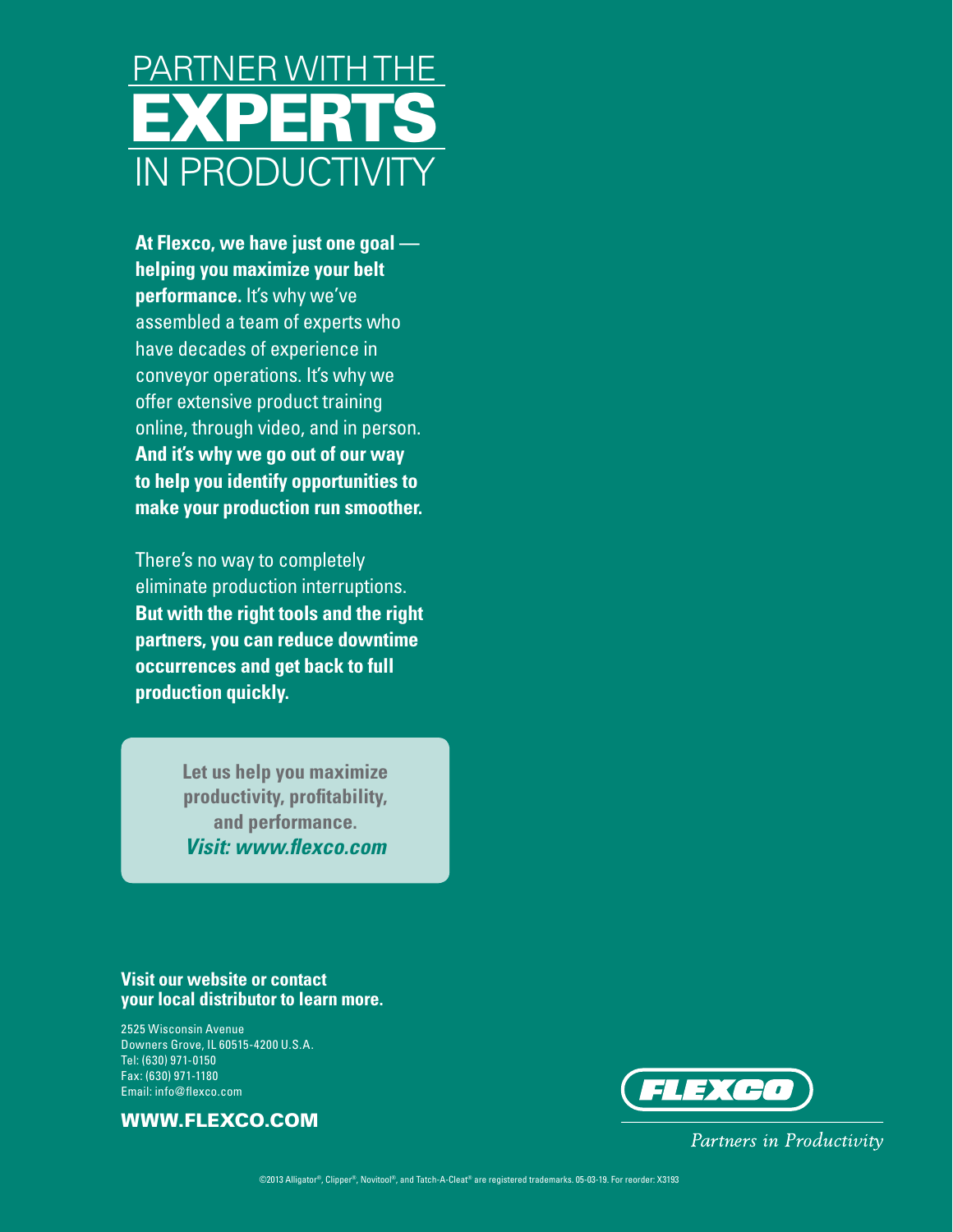# PARTNER WITH THE EXPERTS IN PRODUCTIVITY

**At Flexco, we have just one goal — helping you maximize your belt performance.** It's why we've assembled a team of experts who have decades of experience in conveyor operations. It's why we offer extensive product training online, through video, and in person. **And it's why we go out of our way to help you identify opportunities to make your production run smoother.**

There's no way to completely eliminate production interruptions. **But with the right tools and the right partners, you can reduce downtime occurrences and get back to full production quickly.**

**Let us help you maximize productivity, profitability, and performance.**
***Visit: www.flexco.com***

**Visit our website or contact your local distributor to learn more.**

2525 Wisconsin Avenue
Downers Grove, IL 60515-4200 U.S.A.
Tel: (630) 971-0150
Fax: (630) 971-1180
Email: info@flexco.com

**WWW.FLEXCO.COM**

FLEXCO

*Partners in Productivity*

©2013 Alligator®, Clipper®, Novitool®, and Tatch-A-Cleat® are registered trademarks. 05-03-19. For reorder: X3193